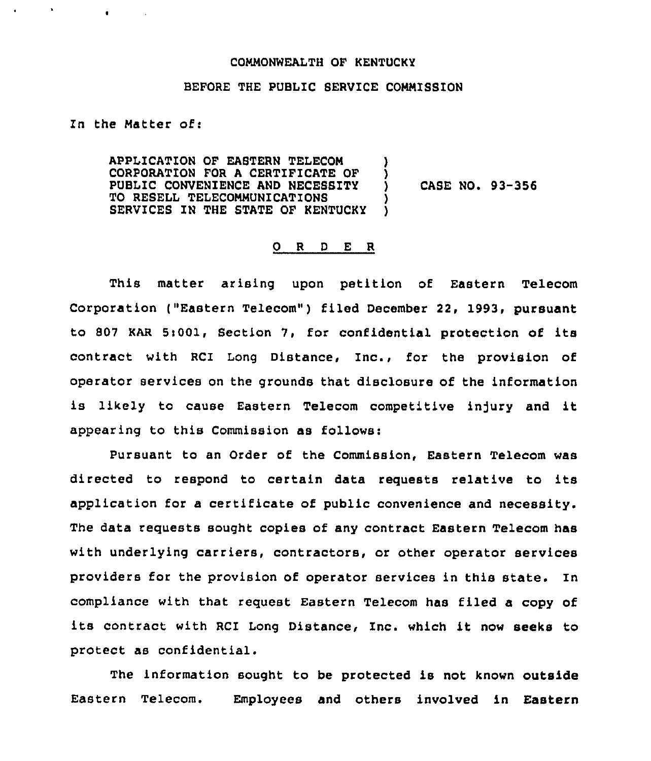COMMONWEALTH OF KENTUCKY

BEFORE THE PUBLIC SERVICE COMMISSION

In the Matter of:

APPLICATION OF EASTERN TELECOM CORPORATION FOR A CERTIFICATE OF PUBLIC CONVENIENCE AND NECESSITY TO RESELL TELECOMMUNICATIONS SERVICES IN THE STATE OF KENTUCKY ) CASE NO. 93-356

O R D E R

This matter arising upon petition of Eastern Telecom Corporation ("Eastern Telecom") filed December 22, 1993, pursuant to 807 KAR 5:001, Section 7, for confidential protection of its contract with RCI Long Distance, Inc., for the provision of operator services on the grounds that disclosure of the information is likely to cause Eastern Telecom competitive injury and it appearing to this Commission as follows:

Pursuant to an Order of the Commission, Eastern Telecom was directed to respond to certain data requests relative to its application for a certificate of public convenience and necessity. The data requests sought copies of any contract Eastern Telecom has with underlying carriers, contractors, or other operator services providers for the provision of operator services in this state. In compliance with that request Eastern Telecom has filed a copy of its contract with RCI Long Distance, Inc. which it now seeks to protect as confidential.

The information sought to be protected is not known outside Eastern Telecom. Employees and others involved in Eastern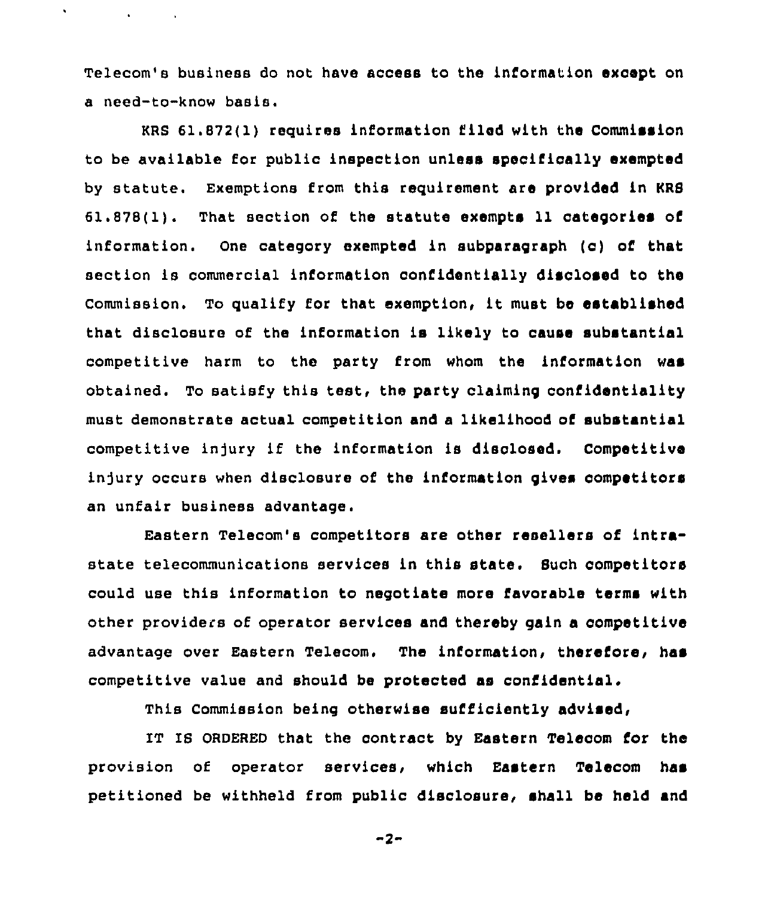Telecom's business do not have access to the information except on a need-to-know basis.

KRS 61.872(1) requires information filed with the Commission to be available for public inspection unless specifically exempted by statute. Exemptions from this requirement are provided in KRS 61.878(1). That section of the statute exempts 11 categories of information. One category exempted in subparagraph (c) of that section is commercial information confidentially disclosed to the Commission. To qualify for that exemption, it must be established that disclosure of the information is likely to cause substantial competitive harm to the party from whom the information was obtained. To satisfy this test, the party claiming confidentiality must demonstrate actual competition and a likelihood of substantial competitive injury if the information is disclosed. Competitive injury occurs when disclosure of the information gives competitors an unfair business advantage.

Eastern Telecom's competitors are other resellers of intrastate telecommunications services in this state. Such competitors could use this information to negotiate more favorable terms with other providers of operator services and thereby gain a competitive advantage over Eastern Telecom. The information, therefore, has competitive value and should be protected as confidential.

This Commission being otherwise sufficiently advised,

IT IS ORDERED that the contract by Eastern Telecom for the provision of operator services, which Eastern Telecom has petitioned be withheld from public disclosure, shall be held and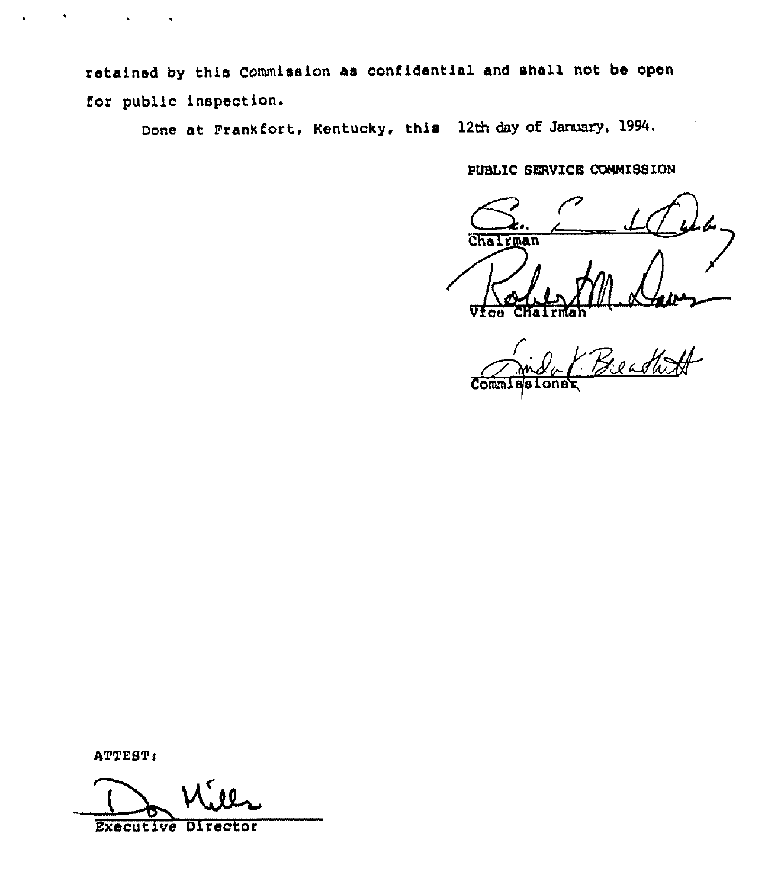retained by this Commission as confidential and shall not be open for public inspection.

Done at Frankfort, Kentucky, this 12th day of January, 1994.

PUBLIC SERVICE COMMISSION

Chairman

Vice Chairman

Commissioner

ATTEST:

Executive Director